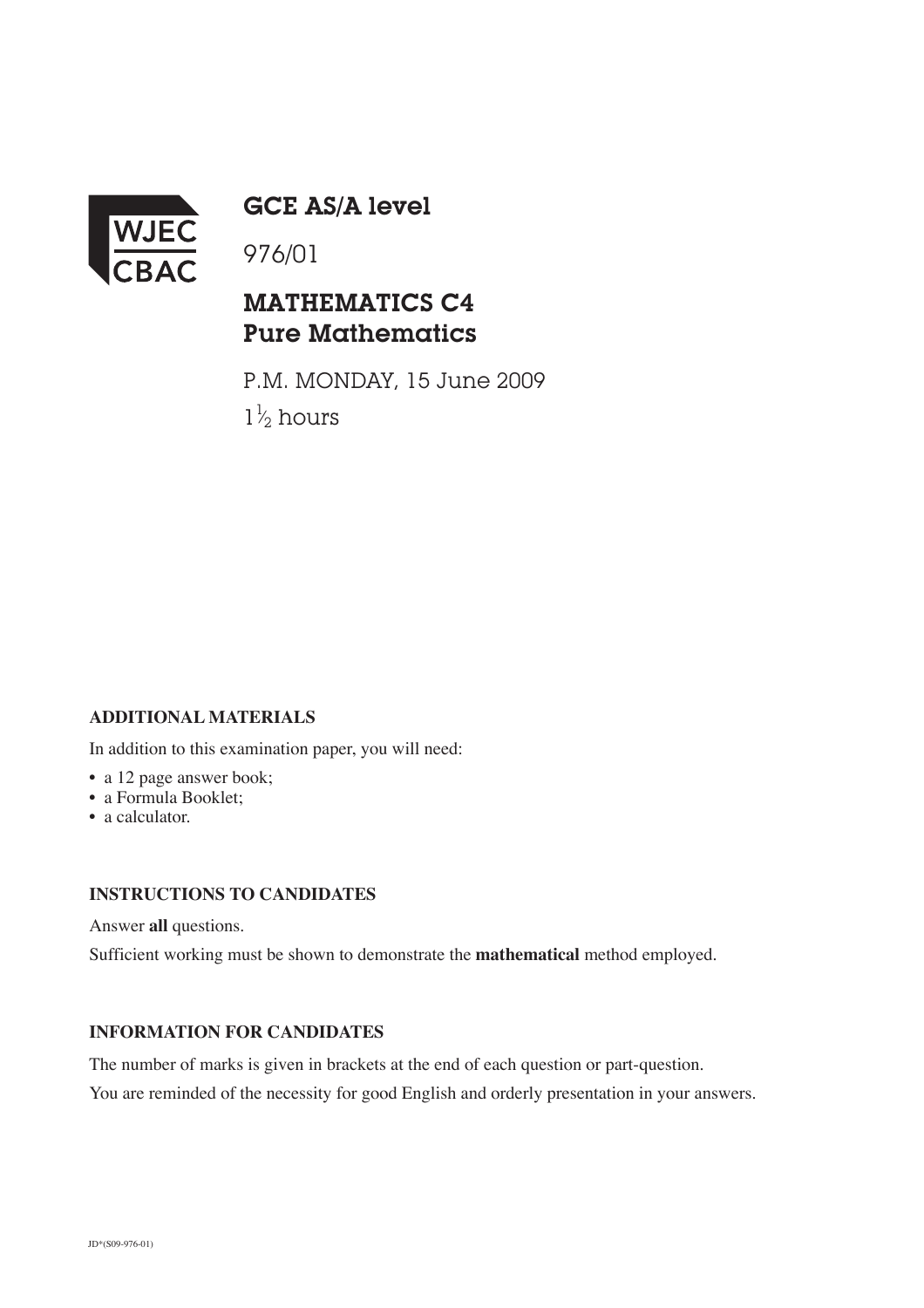WJEC CBAC

# GCE AS/A level

976/01

## MATHEMATICS C4 Pure Mathematics

P.M. MONDAY, 15 June 2009

$1\frac{1}{2}$ hours

**ADDITIONAL MATERIALS**

In addition to this examination paper, you will need:

- a 12 page answer book;
- a Formula Booklet;
- a calculator.

**INSTRUCTIONS TO CANDIDATES**

Answer **all** questions.

Sufficient working must be shown to demonstrate the **mathematical** method employed.

**INFORMATION FOR CANDIDATES**

The number of marks is given in brackets at the end of each question or part-question.

You are reminded of the necessity for good English and orderly presentation in your answers.

JD*(S09-976-01)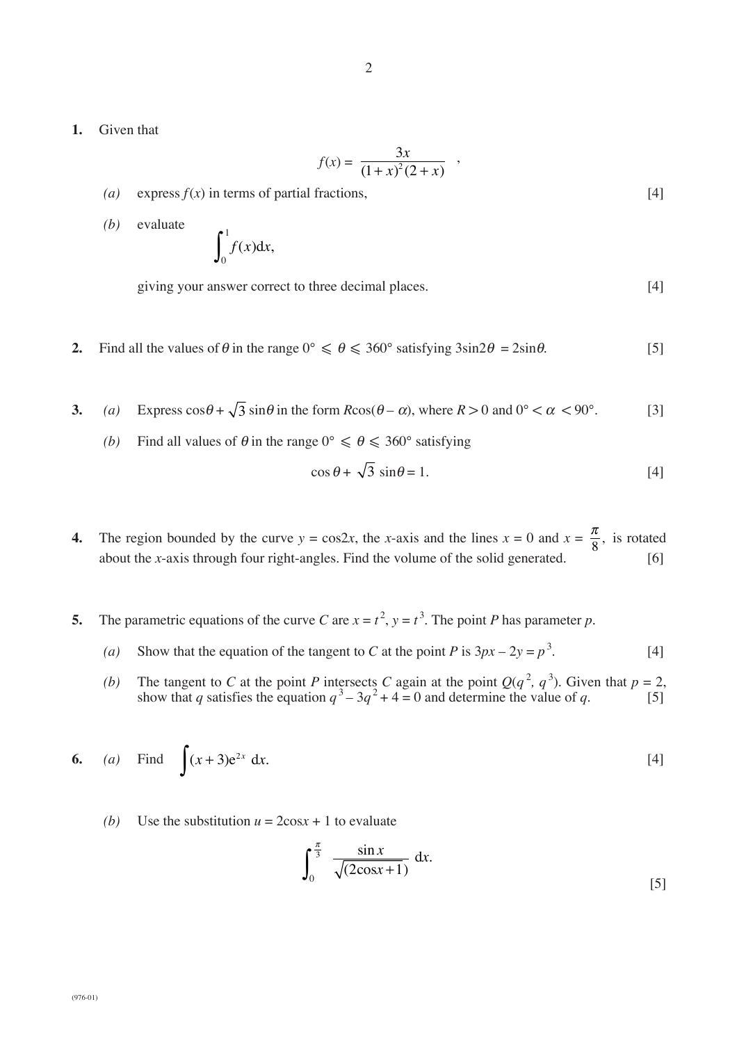**1.** Given that

$$f(x) = \frac{3x}{(1+x)^2(2+x)} \quad ,$$

*(a)* express $f(x)$ in terms of partial fractions, [4]

*(b)* evaluate

$$\int_0^1 f(x)\mathrm{d}x,$$

giving your answer correct to three decimal places. [4]

**2.** Find all the values of $\theta$ in the range $0° \leqslant \theta \leqslant 360°$ satisfying $3\sin 2\theta = 2\sin\theta$. [5]

**3.** *(a)* Express $\cos\theta + \sqrt{3}\sin\theta$ in the form $R\cos(\theta - \alpha)$, where $R > 0$ and $0° < \alpha < 90°$. [3]

*(b)* Find all values of $\theta$ in the range $0° \leqslant \theta \leqslant 360°$ satisfying

$$\cos\theta + \sqrt{3}\sin\theta = 1.$$ [4]

**4.** The region bounded by the curve $y = \cos 2x$, the $x$-axis and the lines $x = 0$ and $x = \dfrac{\pi}{8}$, is rotated about the $x$-axis through four right-angles. Find the volume of the solid generated. [6]

**5.** The parametric equations of the curve $C$ are $x = t^2$, $y = t^3$. The point $P$ has parameter $p$.

*(a)* Show that the equation of the tangent to $C$ at the point $P$ is $3px - 2y = p^3$. [4]

*(b)* The tangent to $C$ at the point $P$ intersects $C$ again at the point $Q(q^2, q^3)$. Given that $p = 2$, show that $q$ satisfies the equation $q^3 - 3q^2 + 4 = 0$ and determine the value of $q$. [5]

**6.** *(a)* Find $\displaystyle\int (x+3)\mathrm{e}^{2x}\,\mathrm{d}x$. [4]

*(b)* Use the substitution $u = 2\cos x + 1$ to evaluate

$$\int_0^{\frac{\pi}{3}} \frac{\sin x}{\sqrt{(2\cos x + 1)}}\,\mathrm{d}x.$$

[5]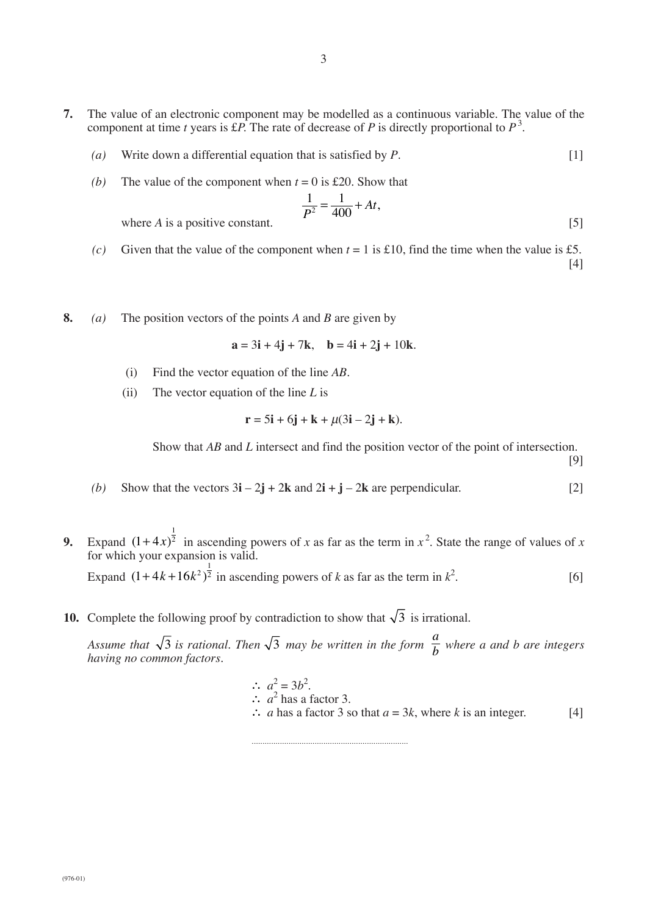**7.** The value of an electronic component may be modelled as a continuous variable. The value of the component at time $t$ years is £$P$. The rate of decrease of $P$ is directly proportional to $P^3$.

*(a)* Write down a differential equation that is satisfied by $P$. [1]

*(b)* The value of the component when $t = 0$ is £20. Show that

$$\frac{1}{P^2} = \frac{1}{400} + At,$$

where $A$ is a positive constant. [5]

*(c)* Given that the value of the component when $t = 1$ is £10, find the time when the value is £5. [4]

**8.** *(a)* The position vectors of the points $A$ and $B$ are given by

$$\mathbf{a} = 3\mathbf{i} + 4\mathbf{j} + 7\mathbf{k}, \quad \mathbf{b} = 4\mathbf{i} + 2\mathbf{j} + 10\mathbf{k}.$$

(i) Find the vector equation of the line $AB$.

(ii) The vector equation of the line $L$ is

$$\mathbf{r} = 5\mathbf{i} + 6\mathbf{j} + \mathbf{k} + \mu(3\mathbf{i} - 2\mathbf{j} + \mathbf{k}).$$

Show that $AB$ and $L$ intersect and find the position vector of the point of intersection. [9]

*(b)* Show that the vectors $3\mathbf{i} - 2\mathbf{j} + 2\mathbf{k}$ and $2\mathbf{i} + \mathbf{j} - 2\mathbf{k}$ are perpendicular. [2]

**9.** Expand $(1 + 4x)^{\frac{1}{2}}$ in ascending powers of $x$ as far as the term in $x^2$. State the range of values of $x$ for which your expansion is valid.

Expand $(1 + 4k + 16k^2)^{\frac{1}{2}}$ in ascending powers of $k$ as far as the term in $k^2$. [6]

**10.** Complete the following proof by contradiction to show that $\sqrt{3}$ is irrational.

*Assume that $\sqrt{3}$ is rational. Then $\sqrt{3}$ may be written in the form $\dfrac{a}{b}$ where $a$ and $b$ are integers having no common factors.*

$\therefore\ a^2 = 3b^2$.
$\therefore\ a^2$ has a factor 3.
$\therefore\ a$ has a factor 3 so that $a = 3k$, where $k$ is an integer. [4]

........................................................................